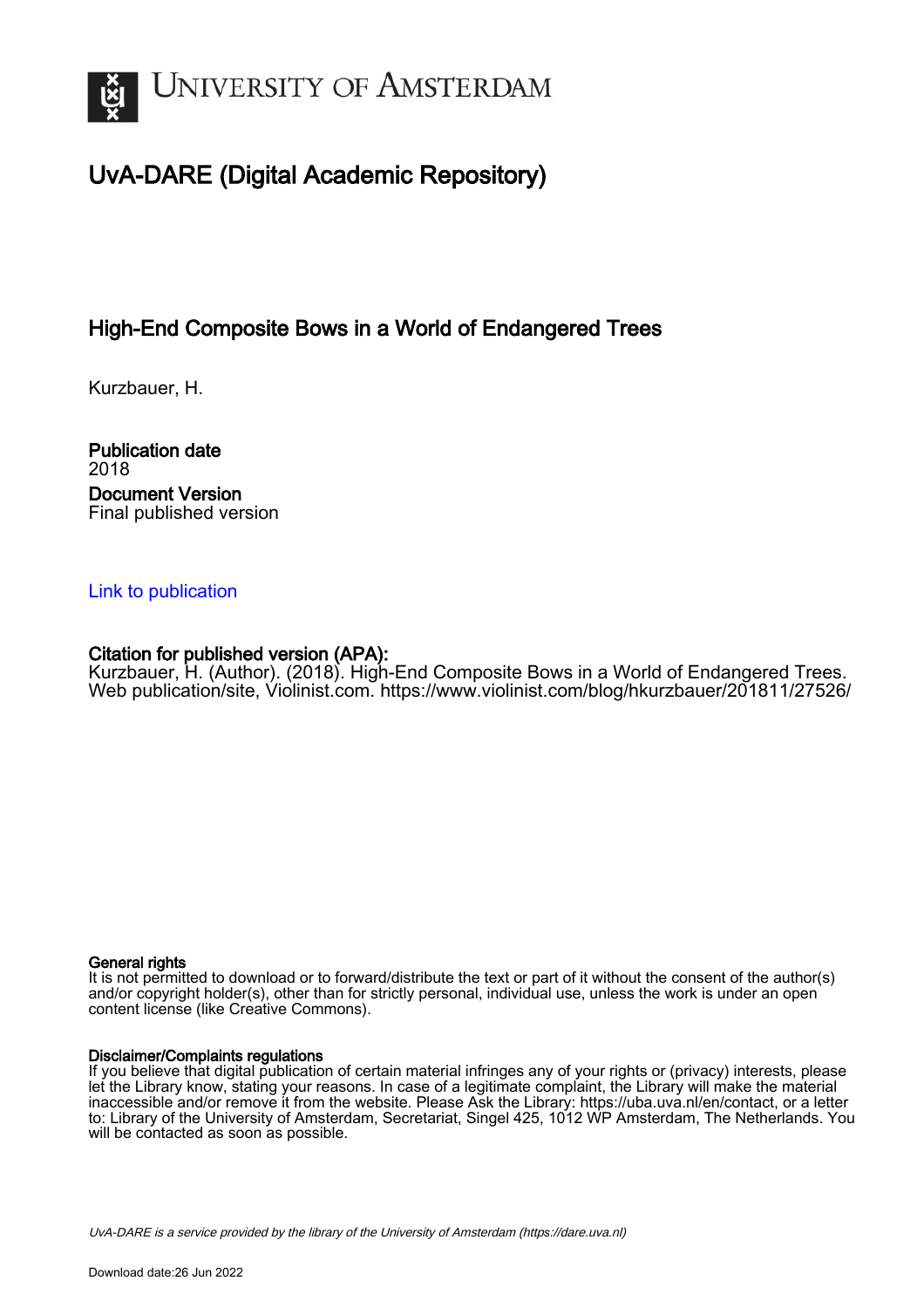UNIVERSITY OF AMSTERDAM

# UvA-DARE (Digital Academic Repository)

## High-End Composite Bows in a World of Endangered Trees

Kurzbauer, H.

**Publication date**
2018

**Document Version**
Final published version

[Link to publication](https://dare.uva.nl)

**Citation for published version (APA):**
Kurzbauer, H. (Author). (2018). High-End Composite Bows in a World of Endangered Trees. Web publication/site, Violinist.com. https://www.violinist.com/blog/hkurzbauer/201811/27526/

**General rights**
It is not permitted to download or to forward/distribute the text or part of it without the consent of the author(s) and/or copyright holder(s), other than for strictly personal, individual use, unless the work is under an open content license (like Creative Commons).

**Disclaimer/Complaints regulations**
If you believe that digital publication of certain material infringes any of your rights or (privacy) interests, please let the Library know, stating your reasons. In case of a legitimate complaint, the Library will make the material inaccessible and/or remove it from the website. Please Ask the Library: https://uba.uva.nl/en/contact, or a letter to: Library of the University of Amsterdam, Secretariat, Singel 425, 1012 WP Amsterdam, The Netherlands. You will be contacted as soon as possible.

UvA-DARE is a service provided by the library of the University of Amsterdam (https://dare.uva.nl)

Download date:26 Jun 2022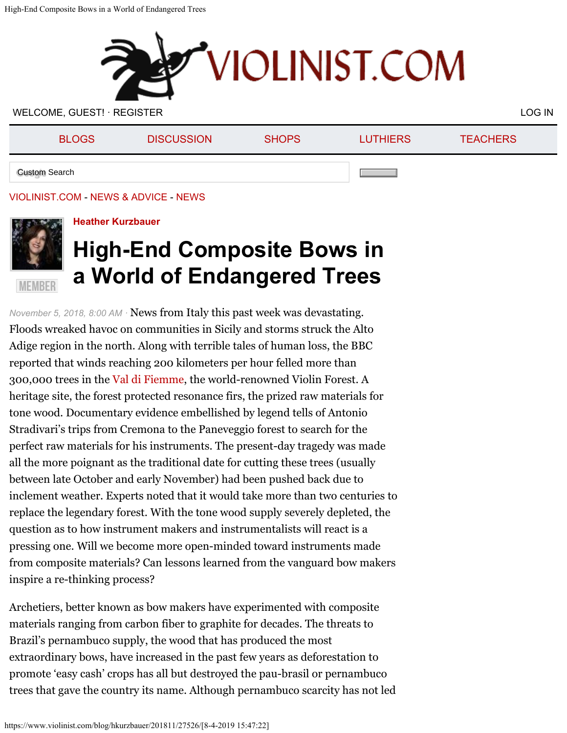VIOLINIST.COM - NEWS & ADVICE - NEWS

Heather Kurzbauer

# High-End Composite Bows in a World of Endangered Trees

November 5, 2018, 8:00 AM · News from Italy this past week was devastating. Floods wreaked havoc on communities in Sicily and storms struck the Alto Adige region in the north. Along with terrible tales of human loss, the BBC reported that winds reaching 200 kilometers per hour felled more than 300,000 trees in the Val di Fiemme, the world-renowned Violin Forest. A heritage site, the forest protected resonance firs, the prized raw materials for tone wood. Documentary evidence embellished by legend tells of Antonio Stradivari's trips from Cremona to the Paneveggio forest to search for the perfect raw materials for his instruments. The present-day tragedy was made all the more poignant as the traditional date for cutting these trees (usually between late October and early November) had been pushed back due to inclement weather. Experts noted that it would take more than two centuries to replace the legendary forest. With the tone wood supply severely depleted, the question as to how instrument makers and instrumentalists will react is a pressing one. Will we become more open-minded toward instruments made from composite materials? Can lessons learned from the vanguard bow makers inspire a re-thinking process?

Archetiers, better known as bow makers have experimented with composite materials ranging from carbon fiber to graphite for decades. The threats to Brazil's pernambuco supply, the wood that has produced the most extraordinary bows, have increased in the past few years as deforestation to promote 'easy cash' crops has all but destroyed the pau-brasil or pernambuco trees that gave the country its name. Although pernambuco scarcity has not led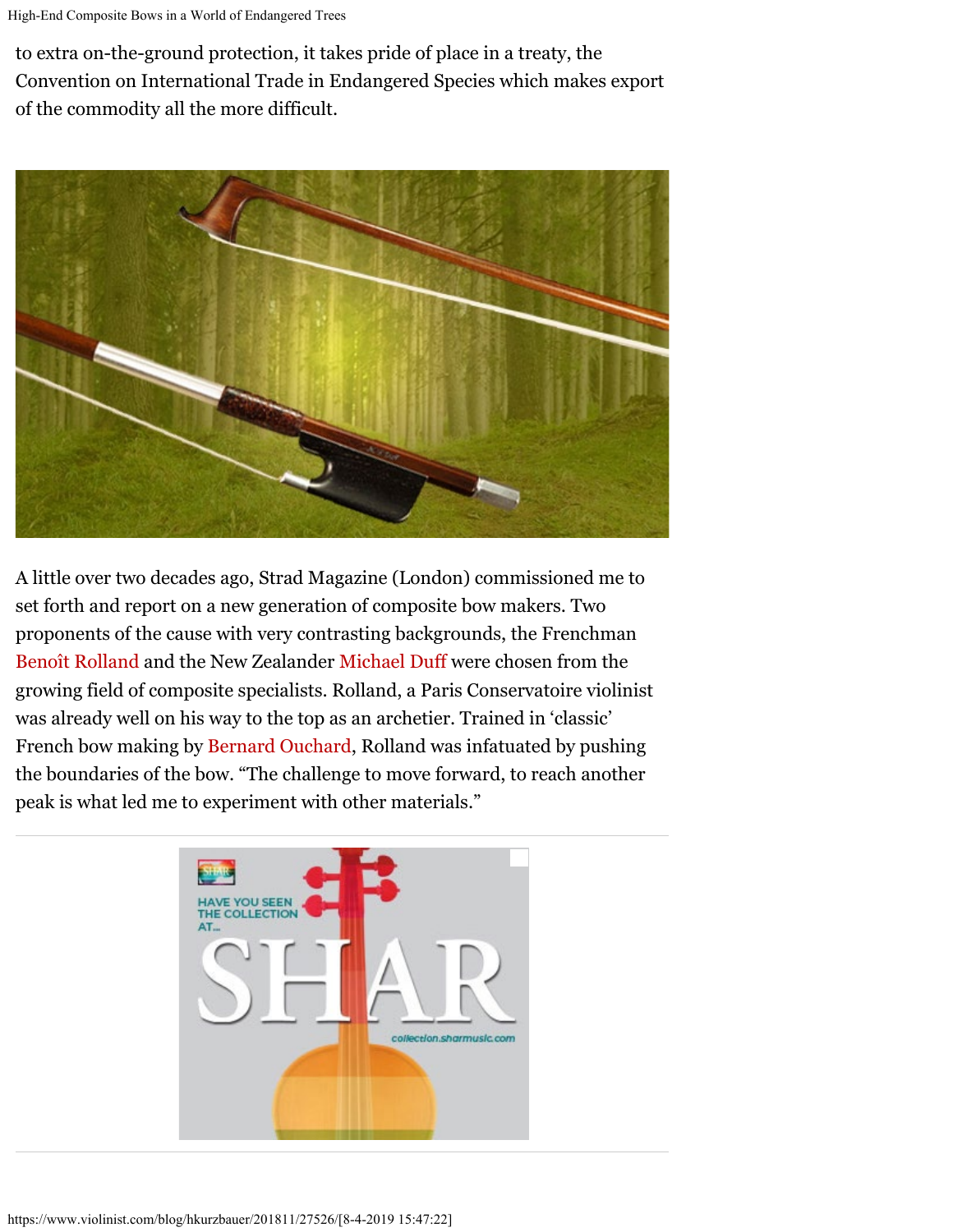to extra on-the-ground protection, it takes pride of place in a treaty, the Convention on International Trade in Endangered Species which makes export of the commodity all the more difficult.

A little over two decades ago, Strad Magazine (London) commissioned me to set forth and report on a new generation of composite bow makers. Two proponents of the cause with very contrasting backgrounds, the Frenchman Benoît Rolland and the New Zealander Michael Duff were chosen from the growing field of composite specialists. Rolland, a Paris Conservatoire violinist was already well on his way to the top as an archetier. Trained in 'classic' French bow making by Bernard Ouchard, Rolland was infatuated by pushing the boundaries of the bow. "The challenge to move forward, to reach another peak is what led me to experiment with other materials."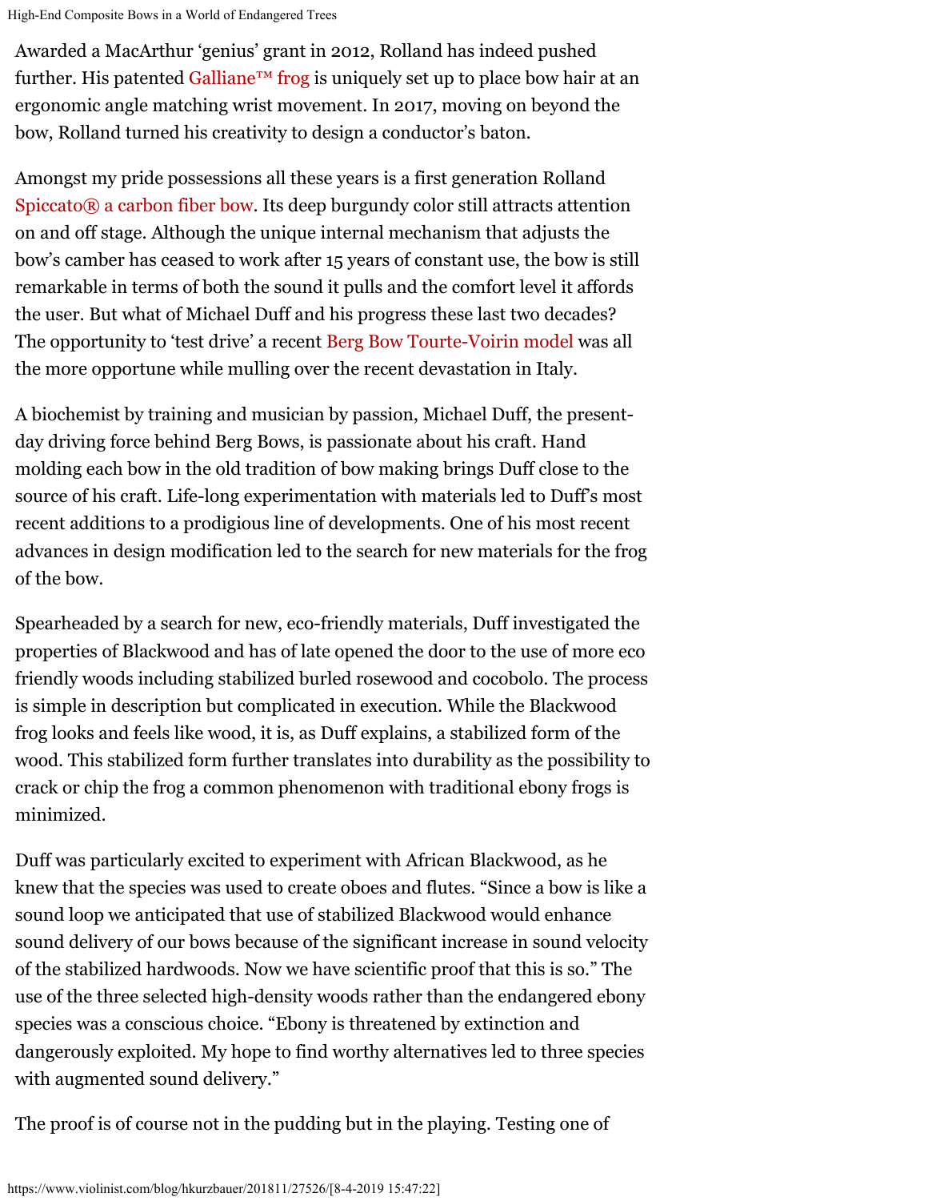Awarded a MacArthur 'genius' grant in 2012, Rolland has indeed pushed further. His patented Galliane™ frog is uniquely set up to place bow hair at an ergonomic angle matching wrist movement. In 2017, moving on beyond the bow, Rolland turned his creativity to design a conductor's baton.

Amongst my pride possessions all these years is a first generation Rolland Spiccato® a carbon fiber bow. Its deep burgundy color still attracts attention on and off stage. Although the unique internal mechanism that adjusts the bow's camber has ceased to work after 15 years of constant use, the bow is still remarkable in terms of both the sound it pulls and the comfort level it affords the user. But what of Michael Duff and his progress these last two decades? The opportunity to 'test drive' a recent Berg Bow Tourte-Voirin model was all the more opportune while mulling over the recent devastation in Italy.

A biochemist by training and musician by passion, Michael Duff, the present-day driving force behind Berg Bows, is passionate about his craft. Hand molding each bow in the old tradition of bow making brings Duff close to the source of his craft. Life-long experimentation with materials led to Duff's most recent additions to a prodigious line of developments. One of his most recent advances in design modification led to the search for new materials for the frog of the bow.

Spearheaded by a search for new, eco-friendly materials, Duff investigated the properties of Blackwood and has of late opened the door to the use of more eco friendly woods including stabilized burled rosewood and cocobolo. The process is simple in description but complicated in execution. While the Blackwood frog looks and feels like wood, it is, as Duff explains, a stabilized form of the wood. This stabilized form further translates into durability as the possibility to crack or chip the frog a common phenomenon with traditional ebony frogs is minimized.

Duff was particularly excited to experiment with African Blackwood, as he knew that the species was used to create oboes and flutes. "Since a bow is like a sound loop we anticipated that use of stabilized Blackwood would enhance sound delivery of our bows because of the significant increase in sound velocity of the stabilized hardwoods. Now we have scientific proof that this is so." The use of the three selected high-density woods rather than the endangered ebony species was a conscious choice. "Ebony is threatened by extinction and dangerously exploited. My hope to find worthy alternatives led to three species with augmented sound delivery."

The proof is of course not in the pudding but in the playing. Testing one of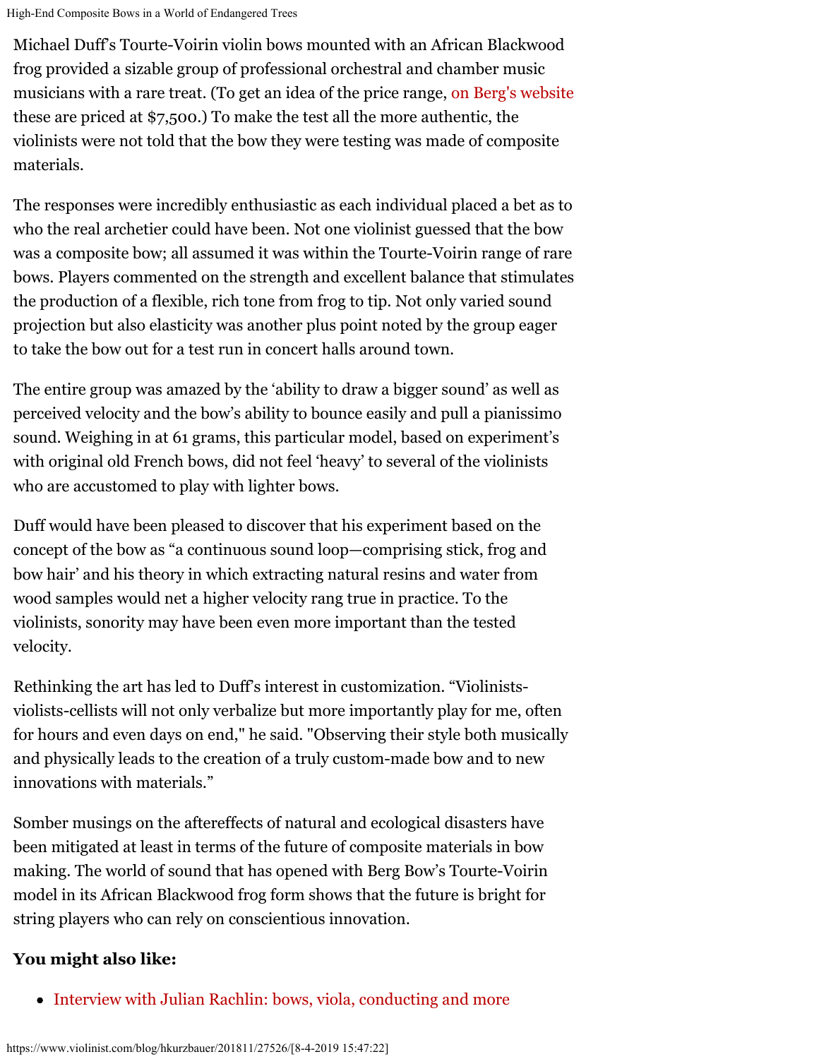Michael Duff's Tourte-Voirin violin bows mounted with an African Blackwood frog provided a sizable group of professional orchestral and chamber music musicians with a rare treat. (To get an idea of the price range, on Berg's website these are priced at $7,500.) To make the test all the more authentic, the violinists were not told that the bow they were testing was made of composite materials.

The responses were incredibly enthusiastic as each individual placed a bet as to who the real archetier could have been. Not one violinist guessed that the bow was a composite bow; all assumed it was within the Tourte-Voirin range of rare bows. Players commented on the strength and excellent balance that stimulates the production of a flexible, rich tone from frog to tip. Not only varied sound projection but also elasticity was another plus point noted by the group eager to take the bow out for a test run in concert halls around town.

The entire group was amazed by the 'ability to draw a bigger sound' as well as perceived velocity and the bow's ability to bounce easily and pull a pianissimo sound. Weighing in at 61 grams, this particular model, based on experiment's with original old French bows, did not feel 'heavy' to several of the violinists who are accustomed to play with lighter bows.

Duff would have been pleased to discover that his experiment based on the concept of the bow as "a continuous sound loop—comprising stick, frog and bow hair' and his theory in which extracting natural resins and water from wood samples would net a higher velocity rang true in practice. To the violinists, sonority may have been even more important than the tested velocity.

Rethinking the art has led to Duff's interest in customization. "Violinists-violists-cellists will not only verbalize but more importantly play for me, often for hours and even days on end," he said. "Observing their style both musically and physically leads to the creation of a truly custom-made bow and to new innovations with materials."

Somber musings on the aftereffects of natural and ecological disasters have been mitigated at least in terms of the future of composite materials in bow making. The world of sound that has opened with Berg Bow's Tourte-Voirin model in its African Blackwood frog form shows that the future is bright for string players who can rely on conscientious innovation.

**You might also like:**

- Interview with Julian Rachlin: bows, viola, conducting and more